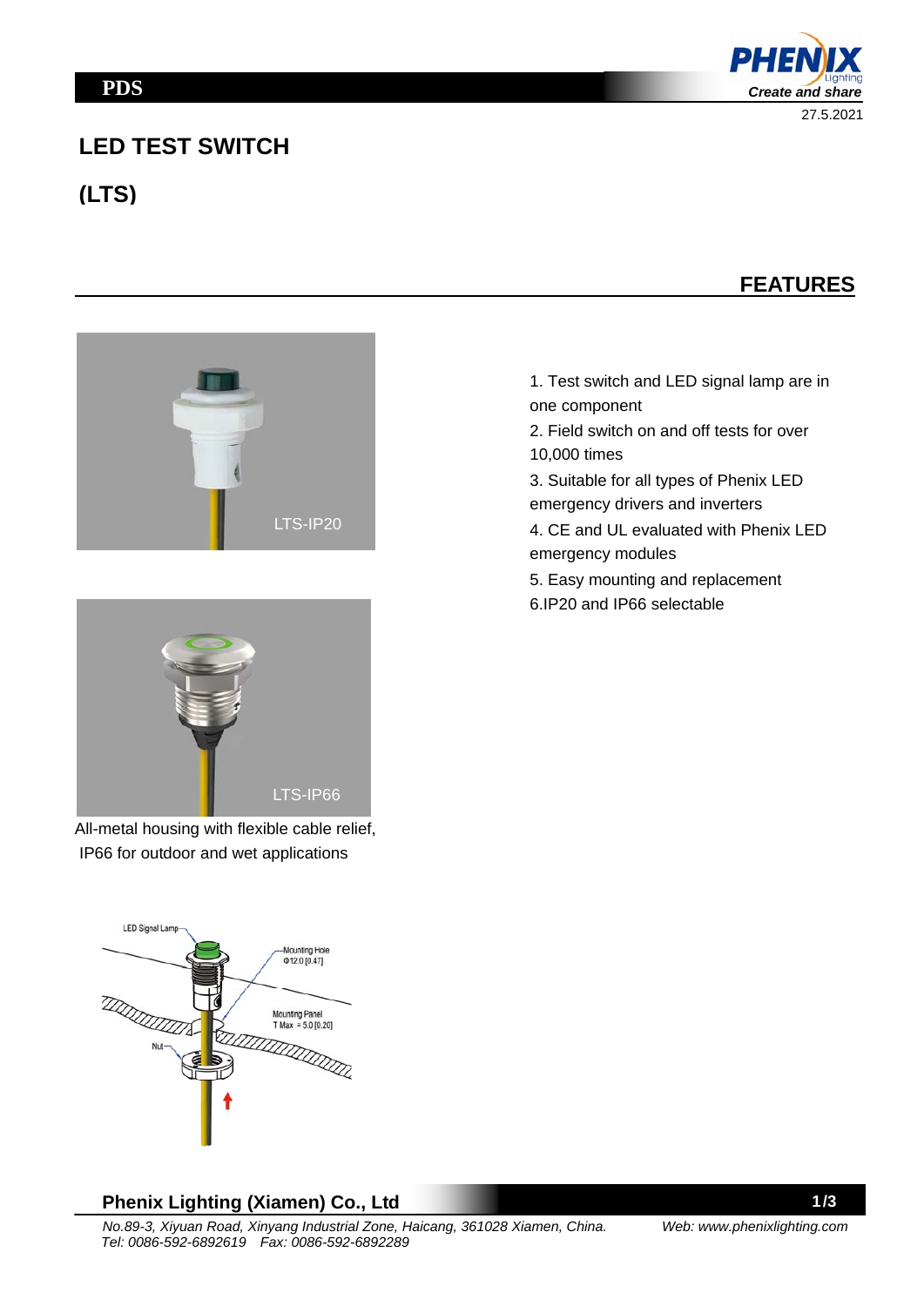PDS

27.5.2021

# LED TEST SWITCH

# (LTS)

## FEATURES

LTS-IP20

LTS-IP66

All-metal housing with flexible cable relief, IP66 for outdoor and wet applications

LED Signal Lamp

Mounting Hole Φ12.0 [0.47]

Mounting Panel T Max = 5.0 [0.20]

Nut

1. Test switch and LED signal lamp are in one component
2. Field switch on and off tests for over 10,000 times
3. Suitable for all types of Phenix LED emergency drivers and inverters
4. CE and UL evaluated with Phenix LED emergency modules
5. Easy mounting and replacement
6. IP20 and IP66 selectable

**Phenix Lighting (Xiamen) Co., Ltd**

*No.89-3, Xiyuan Road, Xinyang Industrial Zone, Haicang, 361028 Xiamen, China.* *Web: www.phenixlighting.com*
*Tel: 0086-592-6892619 Fax: 0086-592-6892289*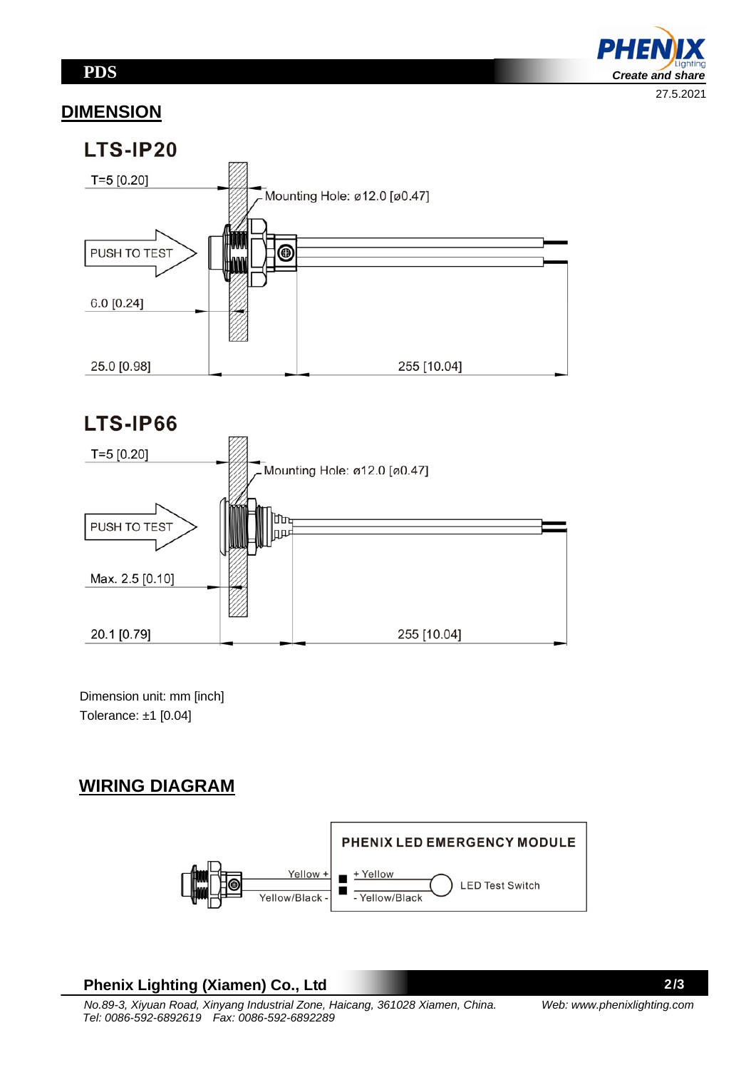## DIMENSION

### LTS-IP20

T=5 [0.20]

Mounting Hole: ø12.0 [ø0.47]

PUSH TO TEST

6.0 [0.24]

25.0 [0.98]

255 [10.04]

### LTS-IP66

T=5 [0.20]

Mounting Hole: ø12.0 [ø0.47]

PUSH TO TEST

Max. 2.5 [0.10]

20.1 [0.79]

255 [10.04]

Dimension unit: mm [inch]
Tolerance: ±1 [0.04]

## WIRING DIAGRAM

Yellow +

Yellow/Black -

**PHENIX LED EMERGENCY MODULE**

+ Yellow

- Yellow/Black

LED Test Switch

**Phenix Lighting (Xiamen) Co., Ltd**

*No.89-3, Xiyuan Road, Xinyang Industrial Zone, Haicang, 361028 Xiamen, China.* *Web: www.phenixlighting.com*
*Tel: 0086-592-6892619 Fax: 0086-592-6892289*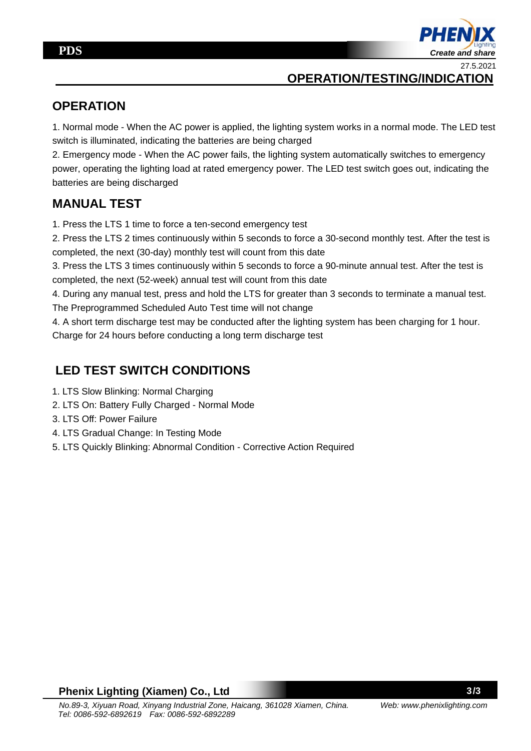## OPERATION/TESTING/INDICATION

### OPERATION

1. Normal mode - When the AC power is applied, the lighting system works in a normal mode. The LED test switch is illuminated, indicating the batteries are being charged
2. Emergency mode - When the AC power fails, the lighting system automatically switches to emergency power, operating the lighting load at rated emergency power. The LED test switch goes out, indicating the batteries are being discharged

### MANUAL TEST

1. Press the LTS 1 time to force a ten-second emergency test
2. Press the LTS 2 times continuously within 5 seconds to force a 30-second monthly test. After the test is completed, the next (30-day) monthly test will count from this date
3. Press the LTS 3 times continuously within 5 seconds to force a 90-minute annual test. After the test is completed, the next (52-week) annual test will count from this date
4. During any manual test, press and hold the LTS for greater than 3 seconds to terminate a manual test. The Preprogrammed Scheduled Auto Test time will not change
4. A short term discharge test may be conducted after the lighting system has been charging for 1 hour. Charge for 24 hours before conducting a long term discharge test

### LED TEST SWITCH CONDITIONS

1. LTS Slow Blinking: Normal Charging
2. LTS On: Battery Fully Charged - Normal Mode
3. LTS Off: Power Failure
4. LTS Gradual Change: In Testing Mode
5. LTS Quickly Blinking: Abnormal Condition - Corrective Action Required